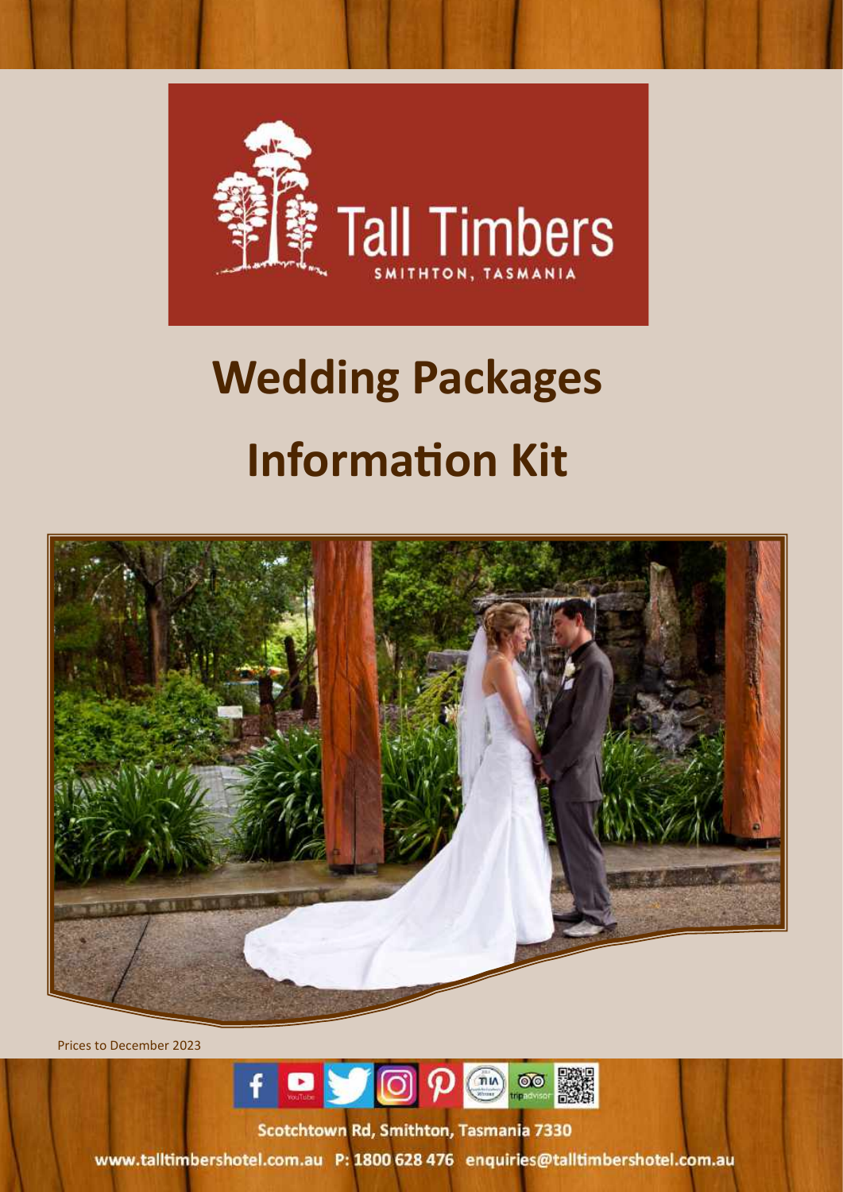Tall Timbers

SMITHTON, TASMANIA

# Wedding Packages

# Information Kit

Prices to December 2023

Scotchtown Rd, Smithton, Tasmania 7330

www.talltimbershotel.com.au P: 1800 628 476 enquiries@talltimbershotel.com.au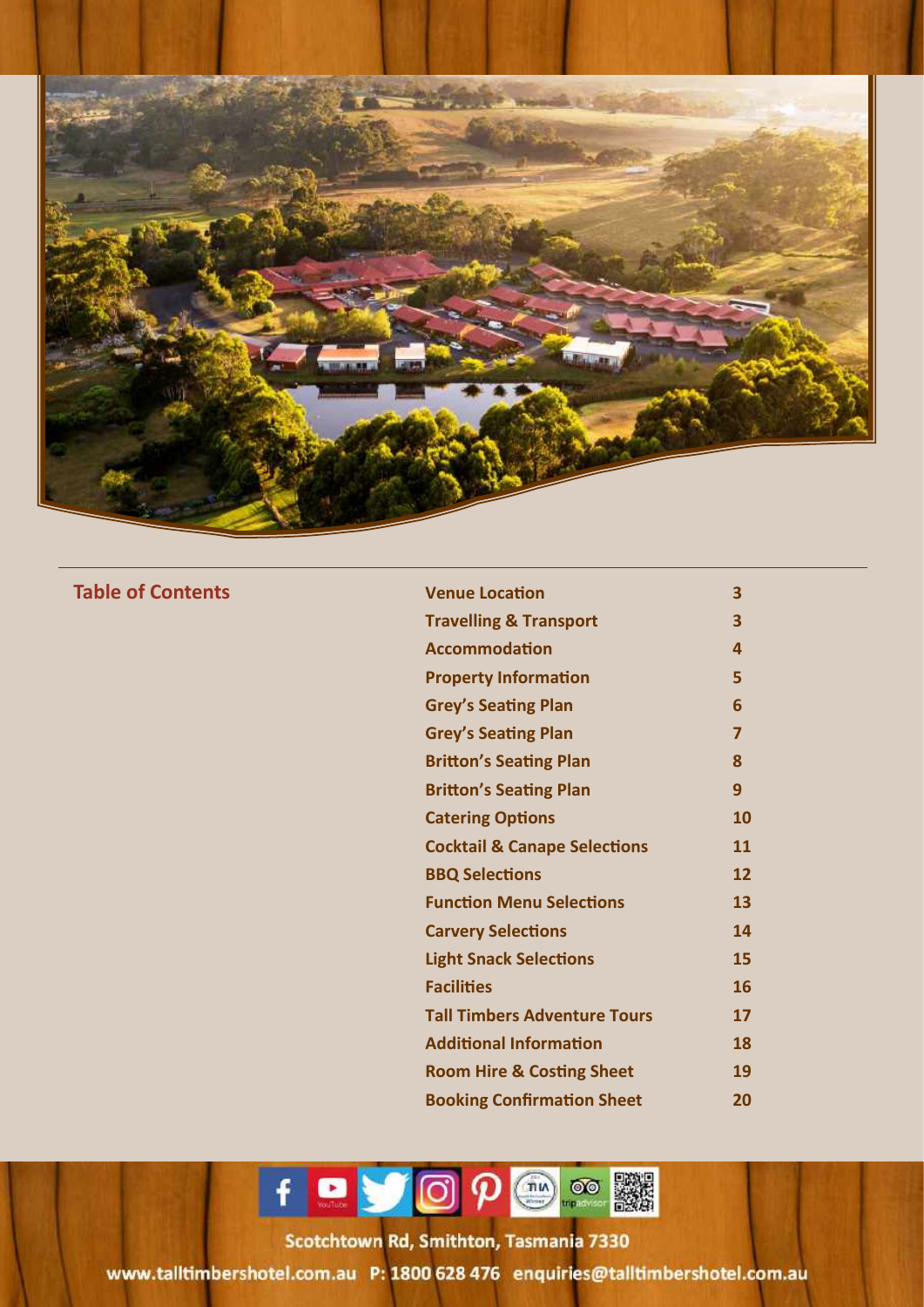## Table of Contents

| Section | Page |
|---|---|
| Venue Location | 3 |
| Travelling & Transport | 3 |
| Accommodation | 4 |
| Property Information | 5 |
| Grey's Seating Plan | 6 |
| Grey's Seating Plan | 7 |
| Britton's Seating Plan | 8 |
| Britton's Seating Plan | 9 |
| Catering Options | 10 |
| Cocktail & Canape Selections | 11 |
| BBQ Selections | 12 |
| Function Menu Selections | 13 |
| Carvery Selections | 14 |
| Light Snack Selections | 15 |
| Facilities | 16 |
| Tall Timbers Adventure Tours | 17 |
| Additional Information | 18 |
| Room Hire & Costing Sheet | 19 |
| Booking Confirmation Sheet | 20 |

Scotchtown Rd, Smithton, Tasmania 7330

www.talltimbershotel.com.au P: 1800 628 476 enquiries@talltimbershotel.com.au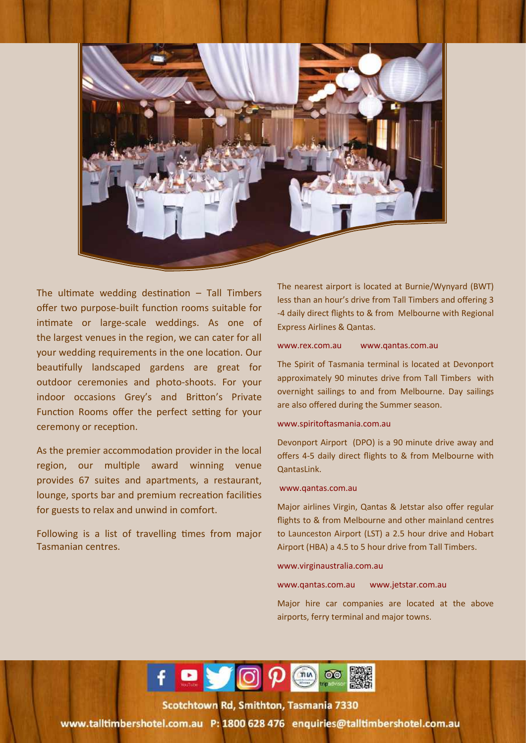The ultimate wedding destination – Tall Timbers offer two purpose-built function rooms suitable for intimate or large-scale weddings. As one of the largest venues in the region, we can cater for all your wedding requirements in the one location. Our beautifully landscaped gardens are great for outdoor ceremonies and photo-shoots. For your indoor occasions Grey's and Britton's Private Function Rooms offer the perfect setting for your ceremony or reception.

As the premier accommodation provider in the local region, our multiple award winning venue provides 67 suites and apartments, a restaurant, lounge, sports bar and premium recreation facilities for guests to relax and unwind in comfort.

Following is a list of travelling times from major Tasmanian centres.

The nearest airport is located at Burnie/Wynyard (BWT) less than an hour's drive from Tall Timbers and offering 3 -4 daily direct flights to & from Melbourne with Regional Express Airlines & Qantas.

www.rex.com.au www.qantas.com.au

The Spirit of Tasmania terminal is located at Devonport approximately 90 minutes drive from Tall Timbers with overnight sailings to and from Melbourne. Day sailings are also offered during the Summer season.

www.spiritoftasmania.com.au

Devonport Airport (DPO) is a 90 minute drive away and offers 4-5 daily direct flights to & from Melbourne with QantasLink.

www.qantas.com.au

Major airlines Virgin, Qantas & Jetstar also offer regular flights to & from Melbourne and other mainland centres to Launceston Airport (LST) a 2.5 hour drive and Hobart Airport (HBA) a 4.5 to 5 hour drive from Tall Timbers.

www.virginaustralia.com.au

www.qantas.com.au www.jetstar.com.au

Major hire car companies are located at the above airports, ferry terminal and major towns.

Scotchtown Rd, Smithton, Tasmania 7330

www.talltimbershotel.com.au P: 1800 628 476 enquiries@talltimbershotel.com.au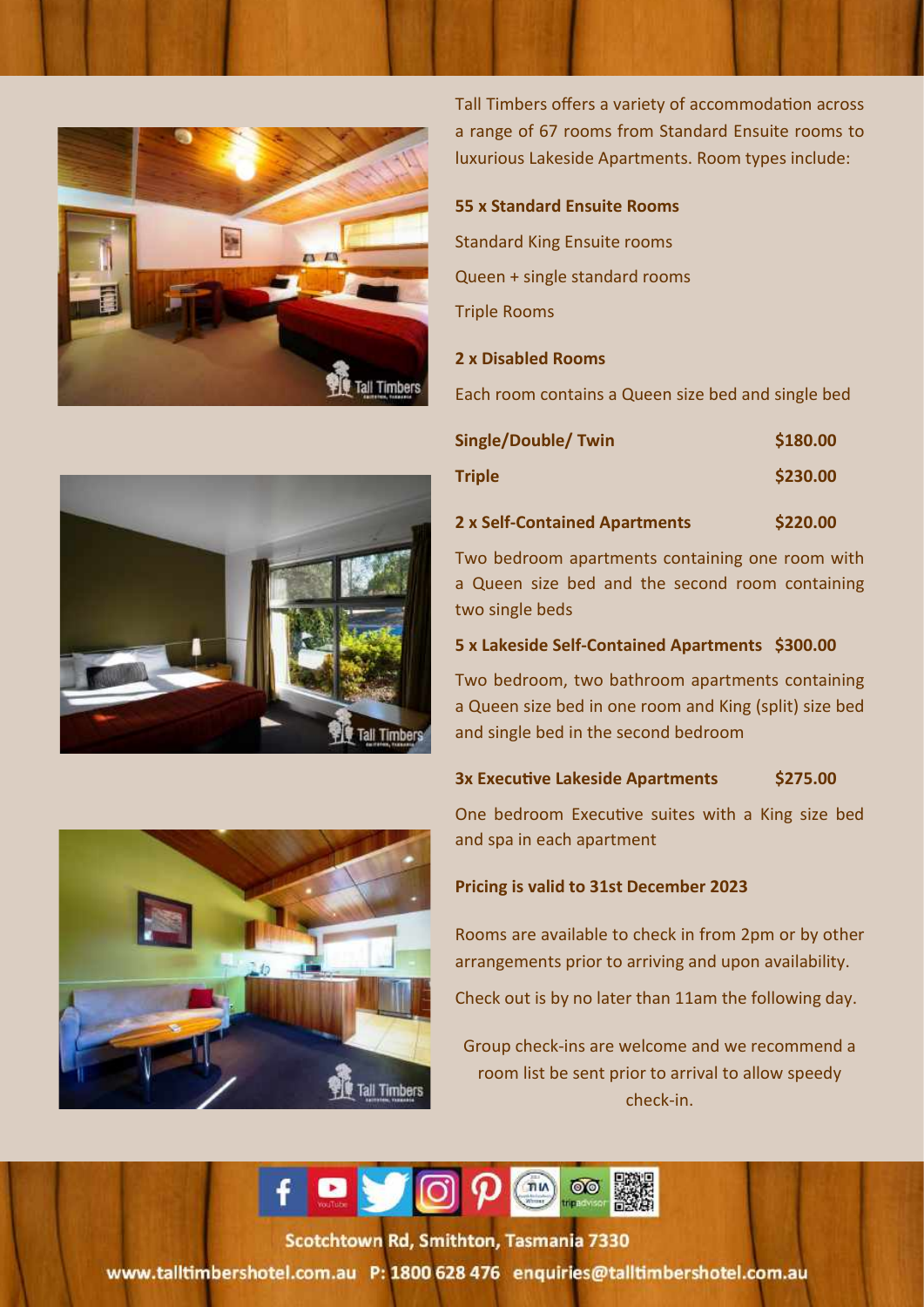Tall Timbers offers a variety of accommodation across a range of 67 rooms from Standard Ensuite rooms to luxurious Lakeside Apartments. Room types include:

**55 x Standard Ensuite Rooms**

Standard King Ensuite rooms

Queen + single standard rooms

Triple Rooms

**2 x Disabled Rooms**

Each room contains a Queen size bed and single bed

| | |
|---|---|
| **Single/Double/ Twin** | **$180.00** |
| **Triple** | **$230.00** |

**2 x Self-Contained Apartments** **$220.00**

Two bedroom apartments containing one room with a Queen size bed and the second room containing two single beds

**5 x Lakeside Self-Contained Apartments** **$300.00**

Two bedroom, two bathroom apartments containing a Queen size bed in one room and King (split) size bed and single bed in the second bedroom

**3x Executive Lakeside Apartments** **$275.00**

One bedroom Executive suites with a King size bed and spa in each apartment

**Pricing is valid to 31st December 2023**

Rooms are available to check in from 2pm or by other arrangements prior to arriving and upon availability.

Check out is by no later than 11am the following day.

Group check-ins are welcome and we recommend a room list be sent prior to arrival to allow speedy check-in.

Scotchtown Rd, Smithton, Tasmania 7330

www.talltimbershotel.com.au P: 1800 628 476 enquiries@talltimbershotel.com.au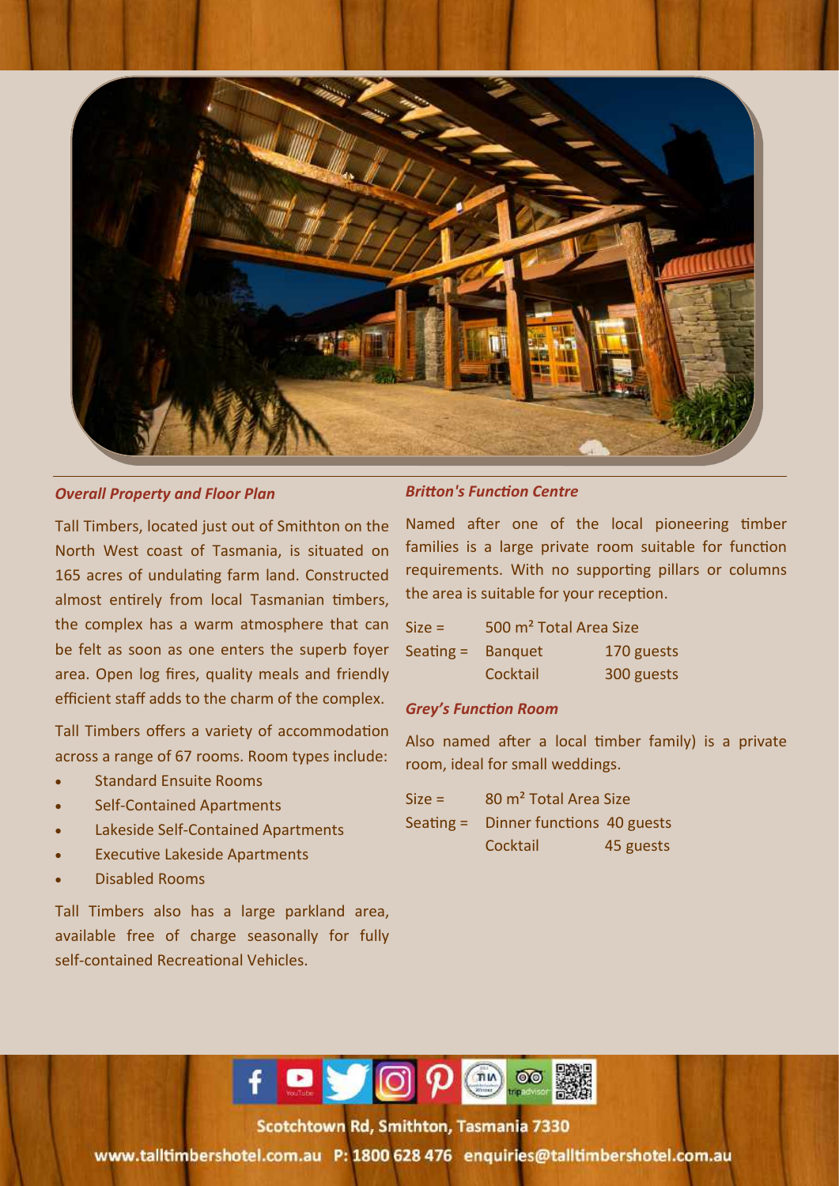### *Overall Property and Floor Plan*

Tall Timbers, located just out of Smithton on the North West coast of Tasmania, is situated on 165 acres of undulating farm land. Constructed almost entirely from local Tasmanian timbers, the complex has a warm atmosphere that can be felt as soon as one enters the superb foyer area. Open log fires, quality meals and friendly efficient staff adds to the charm of the complex.

Tall Timbers offers a variety of accommodation across a range of 67 rooms. Room types include:

- Standard Ensuite Rooms
- Self-Contained Apartments
- Lakeside Self-Contained Apartments
- Executive Lakeside Apartments
- Disabled Rooms

Tall Timbers also has a large parkland area, available free of charge seasonally for fully self-contained Recreational Vehicles.

### *Britton's Function Centre*

Named after one of the local pioneering timber families is a large private room suitable for function requirements. With no supporting pillars or columns the area is suitable for your reception.

| | | |
|---|---|---|
| Size = | 500 m² Total Area Size | |
| Seating = | Banquet | 170 guests |
| | Cocktail | 300 guests |

### *Grey's Function Room*

Also named after a local timber family) is a private room, ideal for small weddings.

| | | |
|---|---|---|
| Size = | 80 m² Total Area Size | |
| Seating = | Dinner functions | 40 guests |
| | Cocktail | 45 guests |

Scotchtown Rd, Smithton, Tasmania 7330

www.talltimbershotel.com.au P: 1800 628 476 enquiries@talltimbershotel.com.au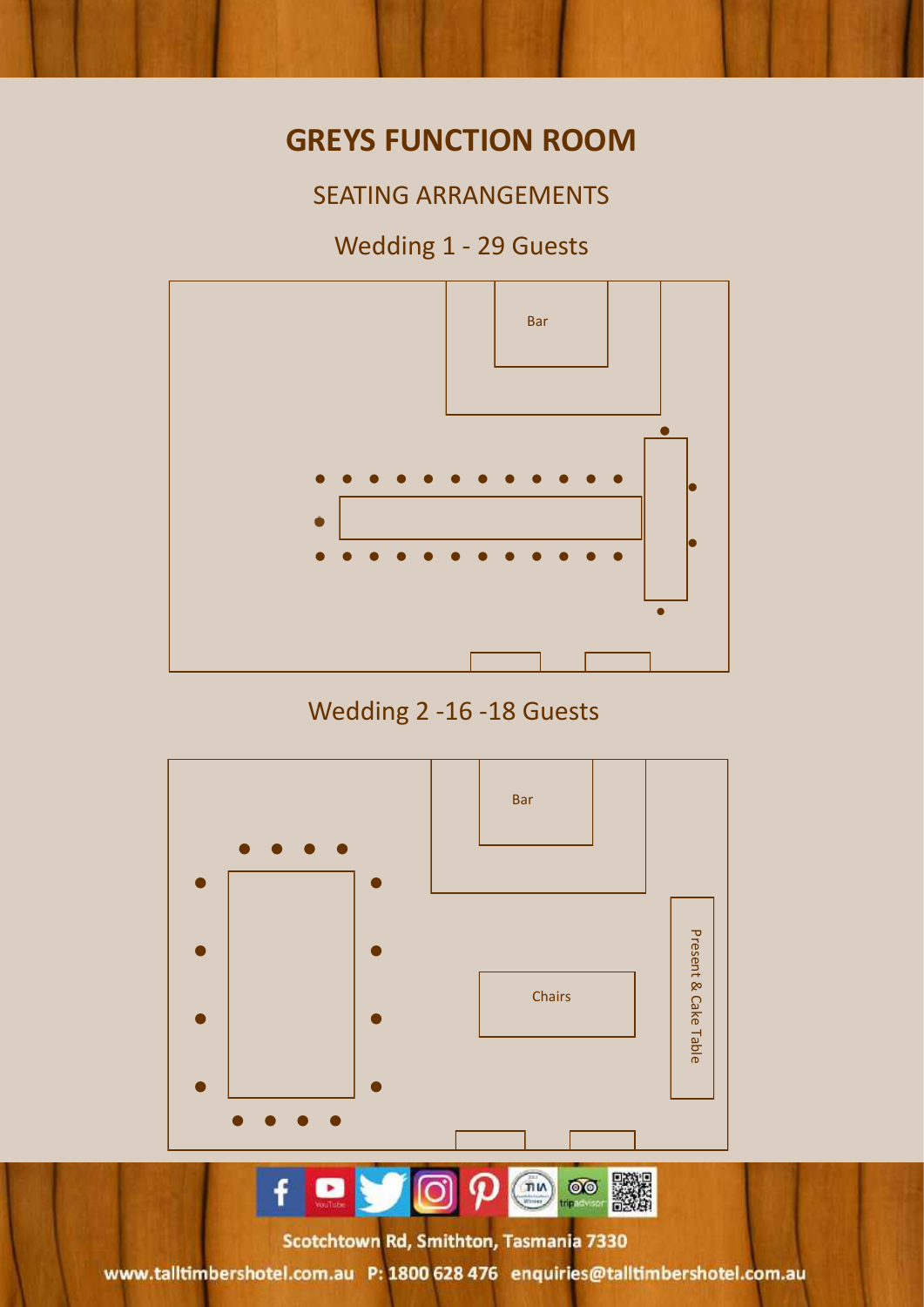# GREYS FUNCTION ROOM

## SEATING ARRANGEMENTS

### Wedding 1 - 29 Guests

Bar

### Wedding 2 -16 -18 Guests

Bar

Chairs

Present & Cake Table

Scotchtown Rd, Smithton, Tasmania 7330

www.talltimbershotel.com.au P: 1800 628 476 enquiries@talltimbershotel.com.au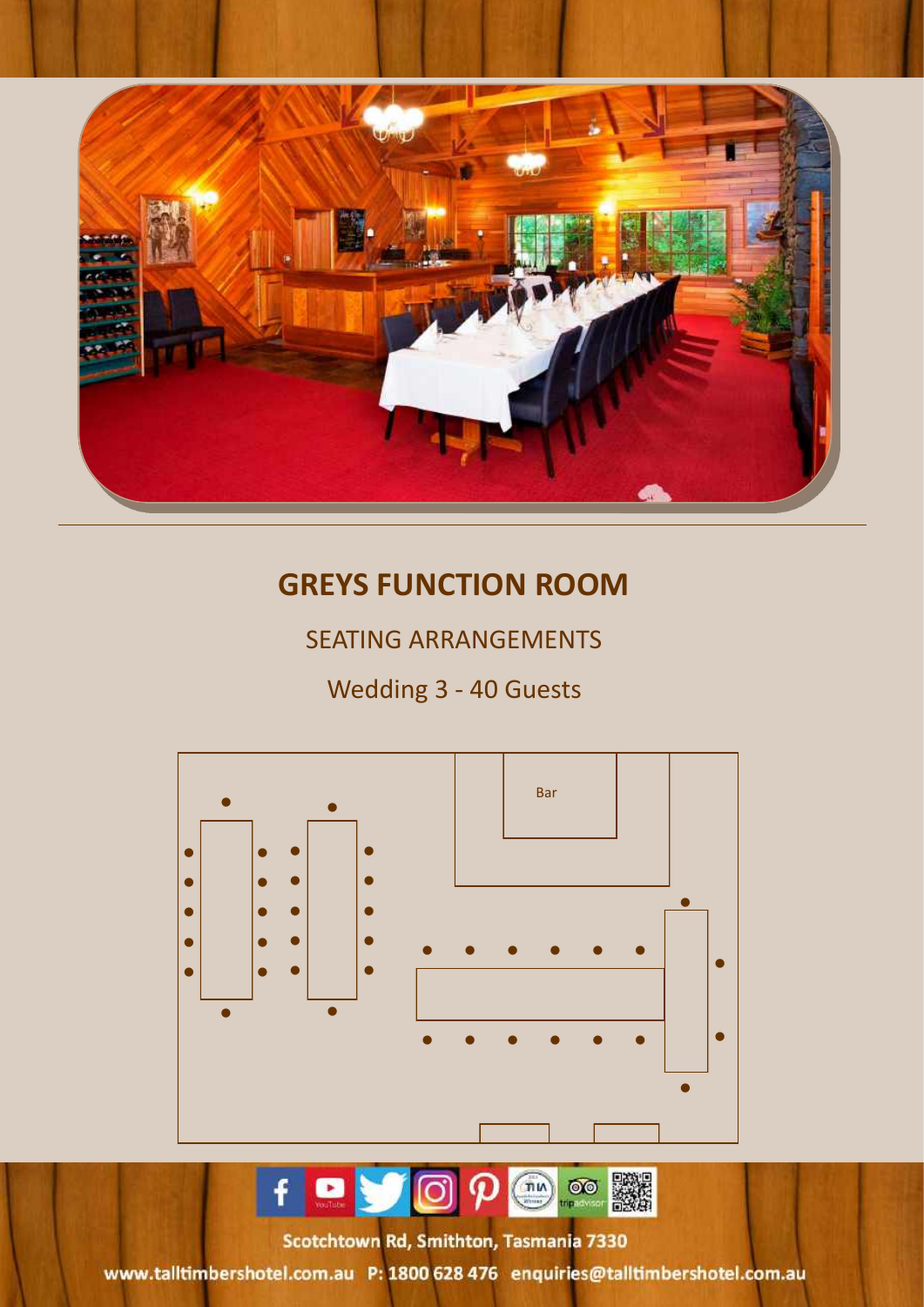# GREYS FUNCTION ROOM

## SEATING ARRANGEMENTS

Wedding 3 - 40 Guests

Bar

Scotchtown Rd, Smithton, Tasmania 7330

www.talltimbershotel.com.au P: 1800 628 476 enquiries@talltimbershotel.com.au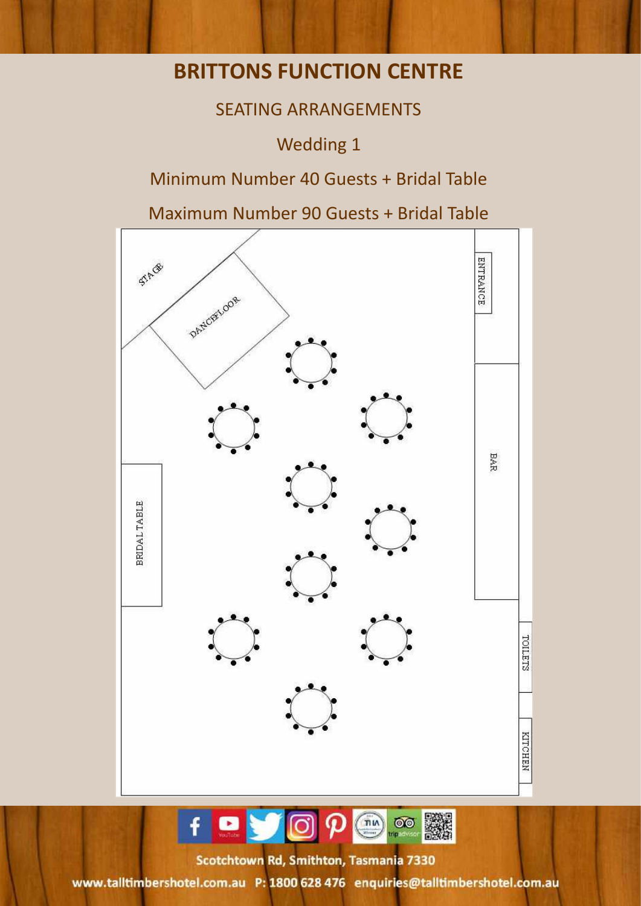# BRITTONS FUNCTION CENTRE

## SEATING ARRANGEMENTS

### Wedding 1

Minimum Number 40 Guests + Bridal Table

Maximum Number 90 Guests + Bridal Table

STAGE

DANCEFLOOR

ENTRANCE

BAR

BRIDAL TABLE

TOILETS

KITCHEN

Scotchtown Rd, Smithton, Tasmania 7330

www.talltimbershotel.com.au P: 1800 628 476 enquiries@talltimbershotel.com.au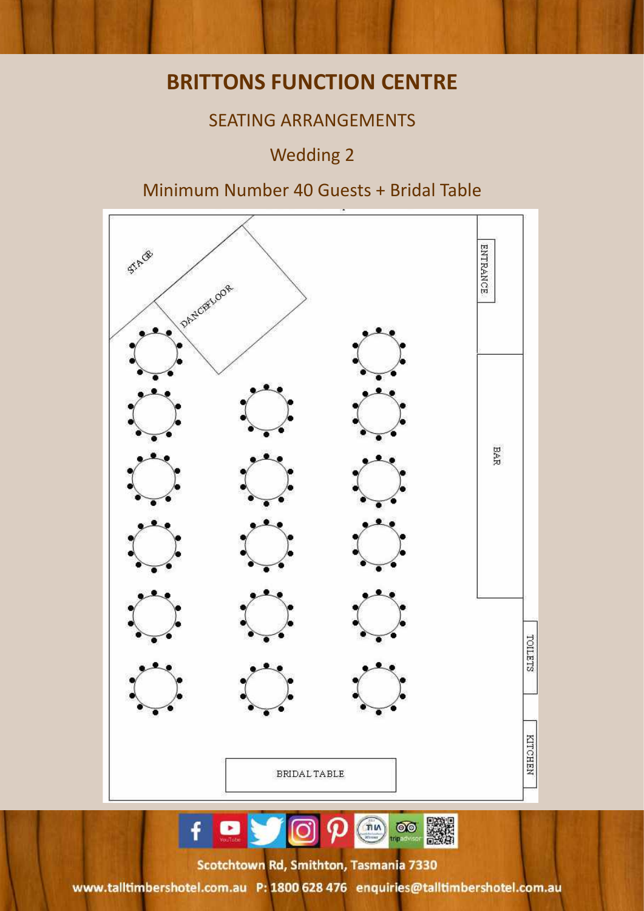# BRITTONS FUNCTION CENTRE

## SEATING ARRANGEMENTS

### Wedding 2

### Minimum Number 40 Guests + Bridal Table

STAGE

DANCEFLOOR

ENTRANCE

BAR

TOILETS

KITCHEN

BRIDAL TABLE

Scotchtown Rd, Smithton, Tasmania 7330

www.talltimbershotel.com.au P: 1800 628 476 enquiries@talltimbershotel.com.au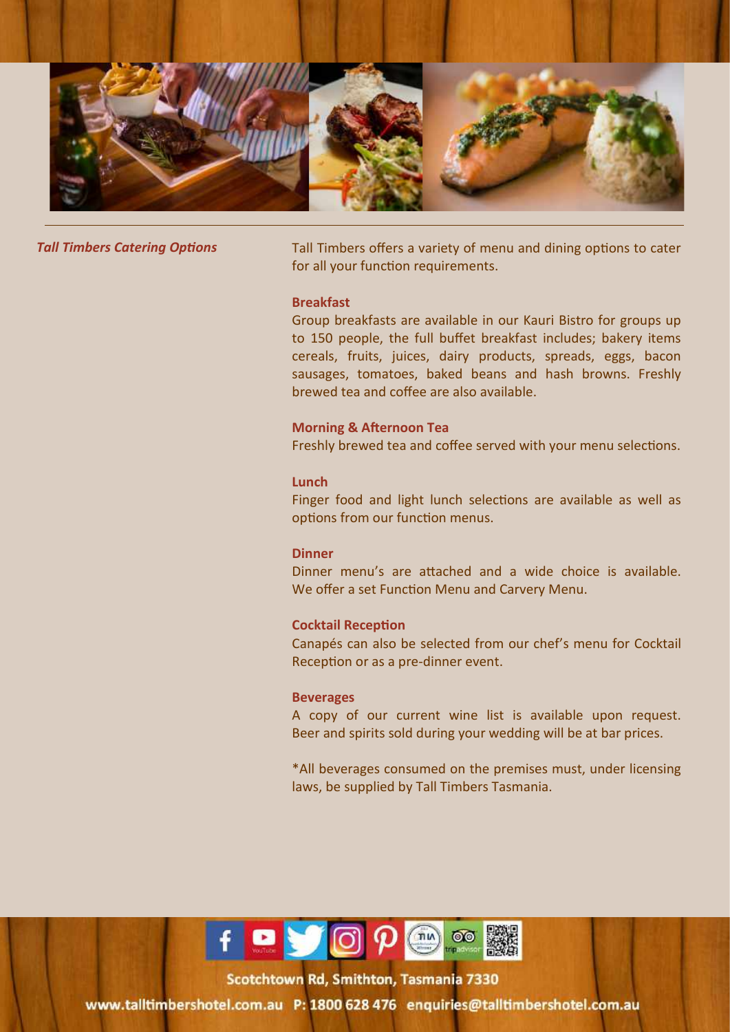*Tall Timbers Catering Options*

Tall Timbers offers a variety of menu and dining options to cater for all your function requirements.

**Breakfast**

Group breakfasts are available in our Kauri Bistro for groups up to 150 people, the full buffet breakfast includes; bakery items cereals, fruits, juices, dairy products, spreads, eggs, bacon sausages, tomatoes, baked beans and hash browns. Freshly brewed tea and coffee are also available.

**Morning & Afternoon Tea**

Freshly brewed tea and coffee served with your menu selections.

**Lunch**

Finger food and light lunch selections are available as well as options from our function menus.

**Dinner**

Dinner menu's are attached and a wide choice is available. We offer a set Function Menu and Carvery Menu.

**Cocktail Reception**

Canapés can also be selected from our chef's menu for Cocktail Reception or as a pre-dinner event.

**Beverages**

A copy of our current wine list is available upon request. Beer and spirits sold during your wedding will be at bar prices.

*All beverages consumed on the premises must, under licensing laws, be supplied by Tall Timbers Tasmania.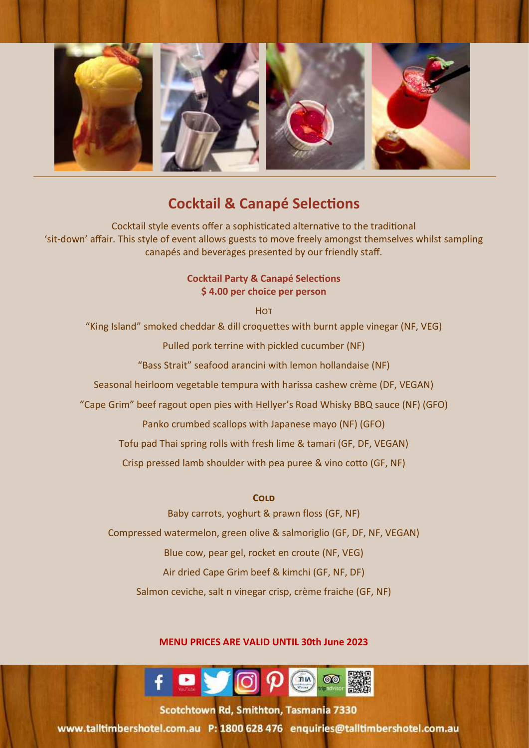# Cocktail & Canapé Selections

Cocktail style events offer a sophisticated alternative to the traditional 'sit-down' affair. This style of event allows guests to move freely amongst themselves whilst sampling canapés and beverages presented by our friendly staff.

**Cocktail Party & Canapé Selections**
**$ 4.00 per choice per person**

### HOT

"King Island" smoked cheddar & dill croquettes with burnt apple vinegar (NF, VEG)

Pulled pork terrine with pickled cucumber (NF)

"Bass Strait" seafood arancini with lemon hollandaise (NF)

Seasonal heirloom vegetable tempura with harissa cashew crème (DF, VEGAN)

"Cape Grim" beef ragout open pies with Hellyer's Road Whisky BBQ sauce (NF) (GFO)

Panko crumbed scallops with Japanese mayo (NF) (GFO)

Tofu pad Thai spring rolls with fresh lime & tamari (GF, DF, VEGAN)

Crisp pressed lamb shoulder with pea puree & vino cotto (GF, NF)

### COLD

Baby carrots, yoghurt & prawn floss (GF, NF)

Compressed watermelon, green olive & salmoriglio (GF, DF, NF, VEGAN)

Blue cow, pear gel, rocket en croute (NF, VEG)

Air dried Cape Grim beef & kimchi (GF, NF, DF)

Salmon ceviche, salt n vinegar crisp, crème fraiche (GF, NF)

**MENU PRICES ARE VALID UNTIL 30th June 2023**

Scotchtown Rd, Smithton, Tasmania 7330

www.talltimbershotel.com.au P: 1800 628 476 enquiries@talltimbershotel.com.au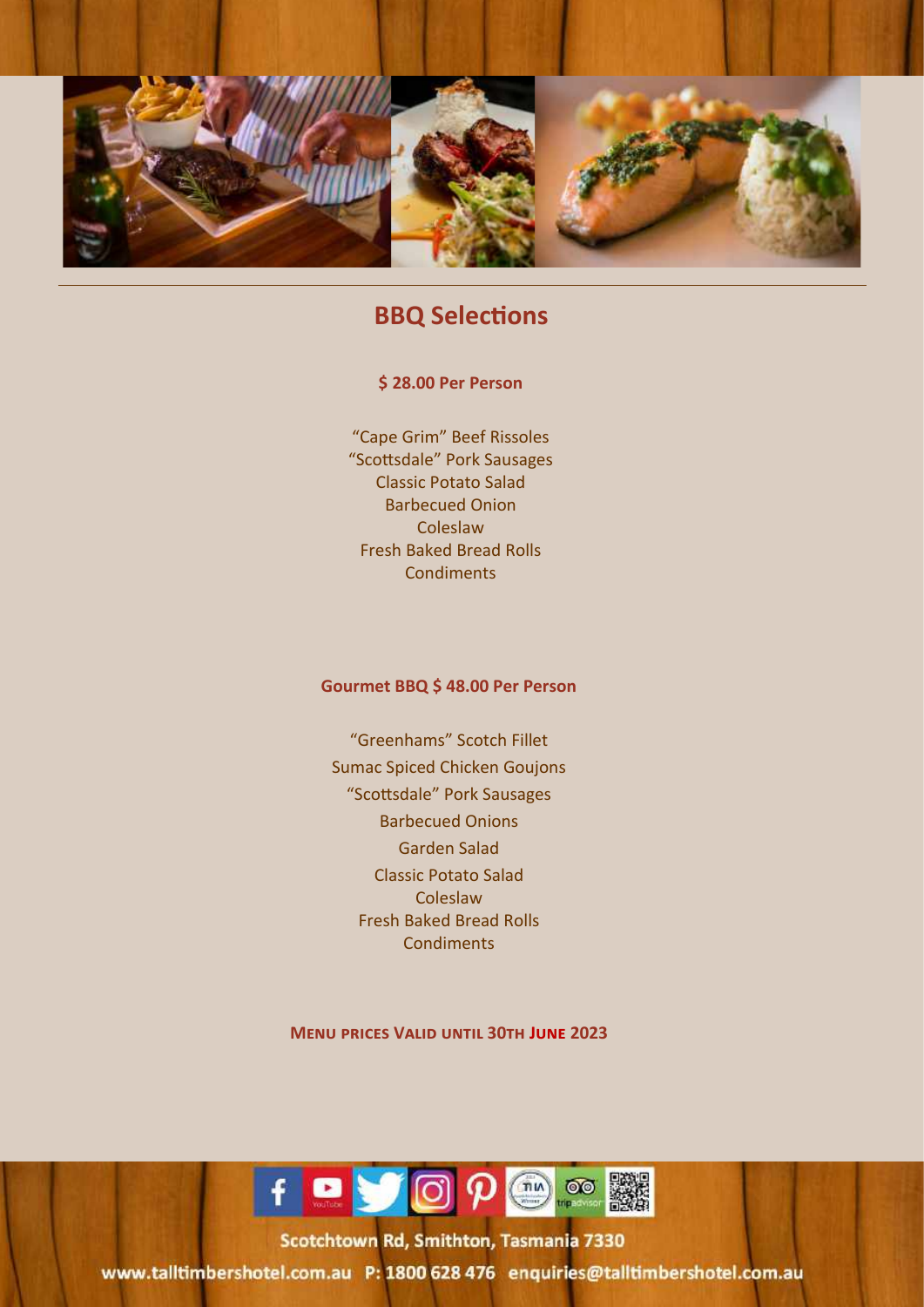## BBQ Selections

**$ 28.00 Per Person**

"Cape Grim" Beef Rissoles
"Scottsdale" Pork Sausages
Classic Potato Salad
Barbecued Onion
Coleslaw
Fresh Baked Bread Rolls
Condiments

**Gourmet BBQ $ 48.00 Per Person**

"Greenhams" Scotch Fillet
Sumac Spiced Chicken Goujons
"Scottsdale" Pork Sausages
Barbecued Onions
Garden Salad
Classic Potato Salad
Coleslaw
Fresh Baked Bread Rolls
Condiments

**MENU PRICES VALID UNTIL 30TH JUNE 2023**

Scotchtown Rd, Smithton, Tasmania 7330

www.talltimbershotel.com.au P: 1800 628 476 enquiries@talltimbershotel.com.au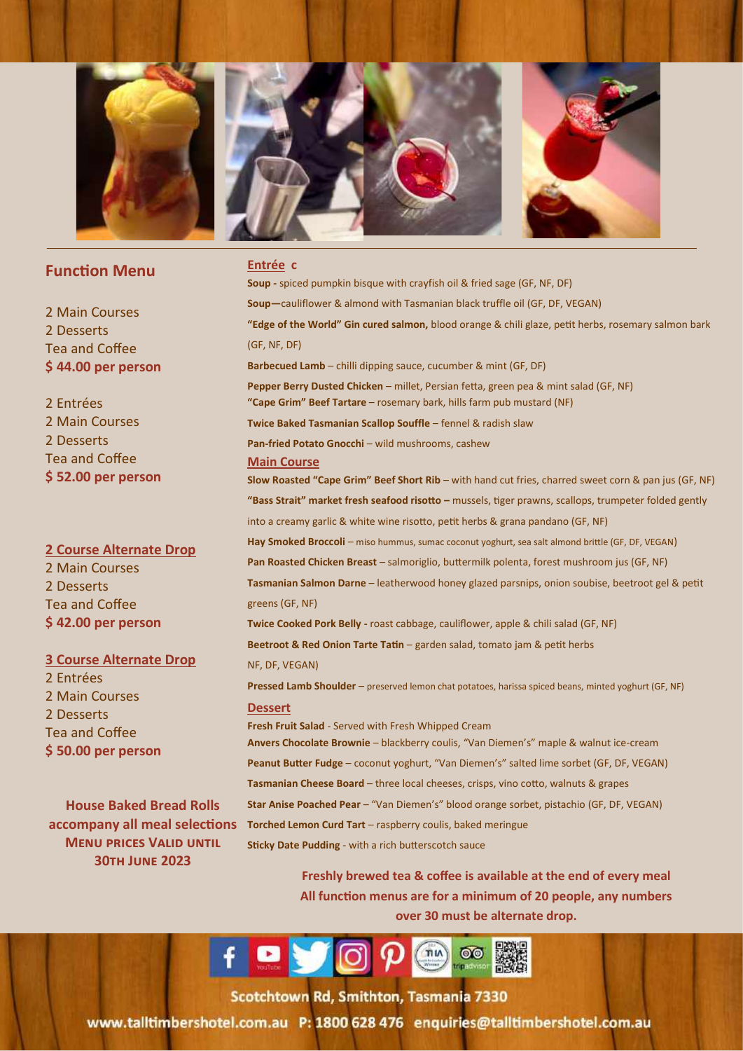## Function Menu

2 Main Courses
2 Desserts
Tea and Coffee
**$ 44.00 per person**

2 Entrées
2 Main Courses
2 Desserts
Tea and Coffee
**$ 52.00 per person**

**2 Course Alternate Drop**
2 Main Courses
2 Desserts
Tea and Coffee
**$ 42.00 per person**

**3 Course Alternate Drop**
2 Entrées
2 Main Courses
2 Desserts
Tea and Coffee
**$ 50.00 per person**

**House Baked Bread Rolls accompany all meal selections**
**Menu prices valid until 30th June 2023**

### Entrée c

**Soup -** spiced pumpkin bisque with crayfish oil & fried sage (GF, NF, DF)

**Soup—**cauliflower & almond with Tasmanian black truffle oil (GF, DF, VEGAN)

**"Edge of the World" Gin cured salmon,** blood orange & chili glaze, petit herbs, rosemary salmon bark (GF, NF, DF)

**Barbecued Lamb** – chilli dipping sauce, cucumber & mint (GF, DF)

**Pepper Berry Dusted Chicken** – millet, Persian fetta, green pea & mint salad (GF, NF)

**"Cape Grim" Beef Tartare** – rosemary bark, hills farm pub mustard (NF)

**Twice Baked Tasmanian Scallop Souffle** – fennel & radish slaw

**Pan-fried Potato Gnocchi** – wild mushrooms, cashew

### Main Course

**Slow Roasted "Cape Grim" Beef Short Rib** – with hand cut fries, charred sweet corn & pan jus (GF, NF)

**"Bass Strait" market fresh seafood risotto –** mussels, tiger prawns, scallops, trumpeter folded gently into a creamy garlic & white wine risotto, petit herbs & grana pandano (GF, NF)

**Hay Smoked Broccoli** – miso hummus, sumac coconut yoghurt, sea salt almond brittle (GF, DF, VEGAN)

**Pan Roasted Chicken Breast** – salmoriglio, buttermilk polenta, forest mushroom jus (GF, NF)

**Tasmanian Salmon Darne** – leatherwood honey glazed parsnips, onion soubise, beetroot gel & petit greens (GF, NF)

**Twice Cooked Pork Belly -** roast cabbage, cauliflower, apple & chili salad (GF, NF)

**Beetroot & Red Onion Tarte Tatin** – garden salad, tomato jam & petit herbs NF, DF, VEGAN)

**Pressed Lamb Shoulder** – preserved lemon chat potatoes, harissa spiced beans, minted yoghurt (GF, NF)

### Dessert

**Fresh Fruit Salad** - Served with Fresh Whipped Cream

**Anvers Chocolate Brownie** – blackberry coulis, "Van Diemen's" maple & walnut ice-cream

**Peanut Butter Fudge** – coconut yoghurt, "Van Diemen's" salted lime sorbet (GF, DF, VEGAN)

**Tasmanian Cheese Board** – three local cheeses, crisps, vino cotto, walnuts & grapes

**Star Anise Poached Pear** – "Van Diemen's" blood orange sorbet, pistachio (GF, DF, VEGAN)

**Torched Lemon Curd Tart** – raspberry coulis, baked meringue

**Sticky Date Pudding** - with a rich butterscotch sauce

**Freshly brewed tea & coffee is available at the end of every meal**
**All function menus are for a minimum of 20 people, any numbers over 30 must be alternate drop.**

Scotchtown Rd, Smithton, Tasmania 7330
www.talltimbershotel.com.au P: 1800 628 476 enquiries@talltimbershotel.com.au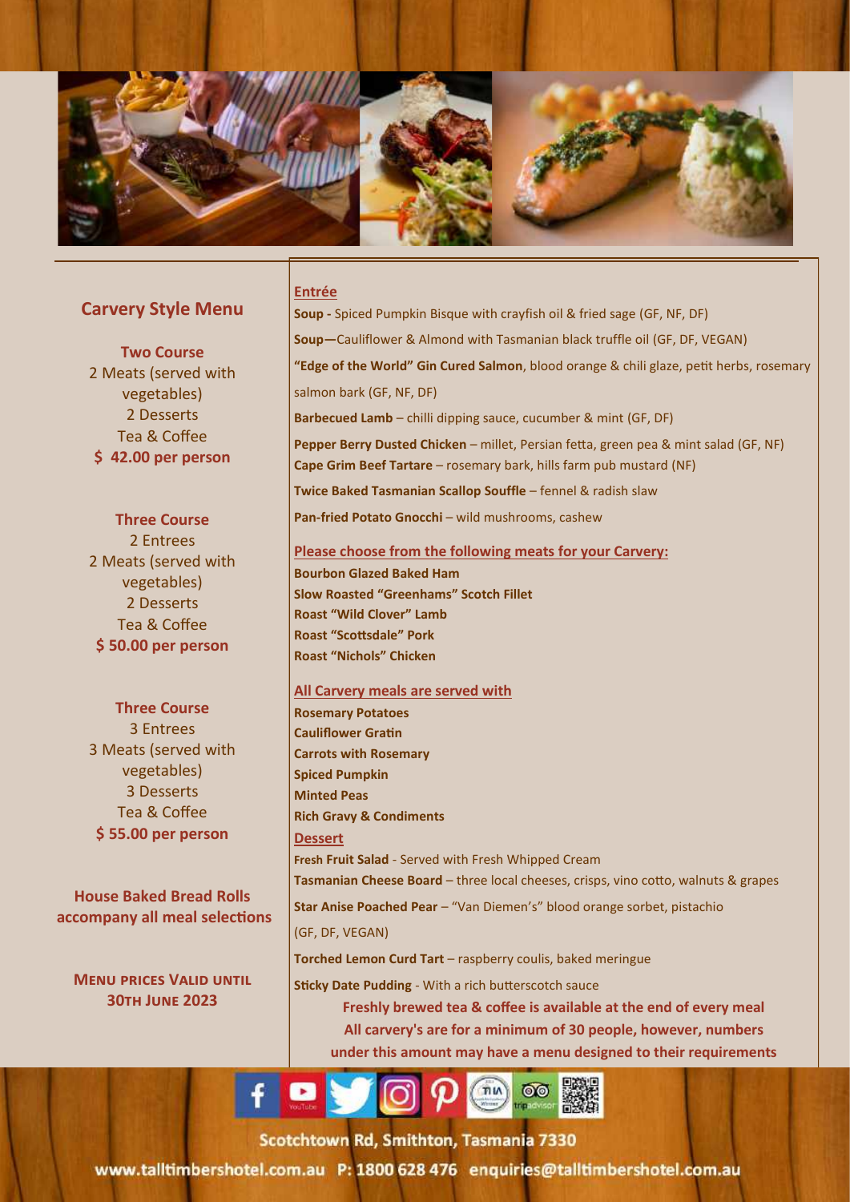## Carvery Style Menu

**Two Course**
2 Meats (served with vegetables)
2 Desserts
Tea & Coffee
**$ 42.00 per person**

**Three Course**
2 Entrees
2 Meats (served with vegetables)
2 Desserts
Tea & Coffee
**$ 50.00 per person**

**Three Course**
3 Entrees
3 Meats (served with vegetables)
3 Desserts
Tea & Coffee
**$ 55.00 per person**

**House Baked Bread Rolls accompany all meal selections**

**MENU PRICES VALID UNTIL 30TH JUNE 2023**

### Entrée

**Soup -** Spiced Pumpkin Bisque with crayfish oil & fried sage (GF, NF, DF)

**Soup—**Cauliflower & Almond with Tasmanian black truffle oil (GF, DF, VEGAN)

**"Edge of the World" Gin Cured Salmon**, blood orange & chili glaze, petit herbs, rosemary salmon bark (GF, NF, DF)

**Barbecued Lamb** – chilli dipping sauce, cucumber & mint (GF, DF)

**Pepper Berry Dusted Chicken** – millet, Persian fetta, green pea & mint salad (GF, NF)

**Cape Grim Beef Tartare** – rosemary bark, hills farm pub mustard (NF)

**Twice Baked Tasmanian Scallop Souffle** – fennel & radish slaw

**Pan-fried Potato Gnocchi** – wild mushrooms, cashew

### Please choose from the following meats for your Carvery:

**Bourbon Glazed Baked Ham**
**Slow Roasted "Greenhams" Scotch Fillet**
**Roast "Wild Clover" Lamb**
**Roast "Scottsdale" Pork**
**Roast "Nichols" Chicken**

### All Carvery meals are served with

**Rosemary Potatoes**
**Cauliflower Gratin**
**Carrots with Rosemary**
**Spiced Pumpkin**
**Minted Peas**
**Rich Gravy & Condiments**

### Dessert

**Fresh Fruit Salad** - Served with Fresh Whipped Cream

**Tasmanian Cheese Board** – three local cheeses, crisps, vino cotto, walnuts & grapes

**Star Anise Poached Pear** – "Van Diemen's" blood orange sorbet, pistachio (GF, DF, VEGAN)

**Torched Lemon Curd Tart** – raspberry coulis, baked meringue

**Sticky Date Pudding** - With a rich butterscotch sauce

**Freshly brewed tea & coffee is available at the end of every meal**

**All carvery's are for a minimum of 30 people, however, numbers under this amount may have a menu designed to their requirements**

Scotchtown Rd, Smithton, Tasmania 7330

www.talltimbershotel.com.au P: 1800 628 476 enquiries@talltimbershotel.com.au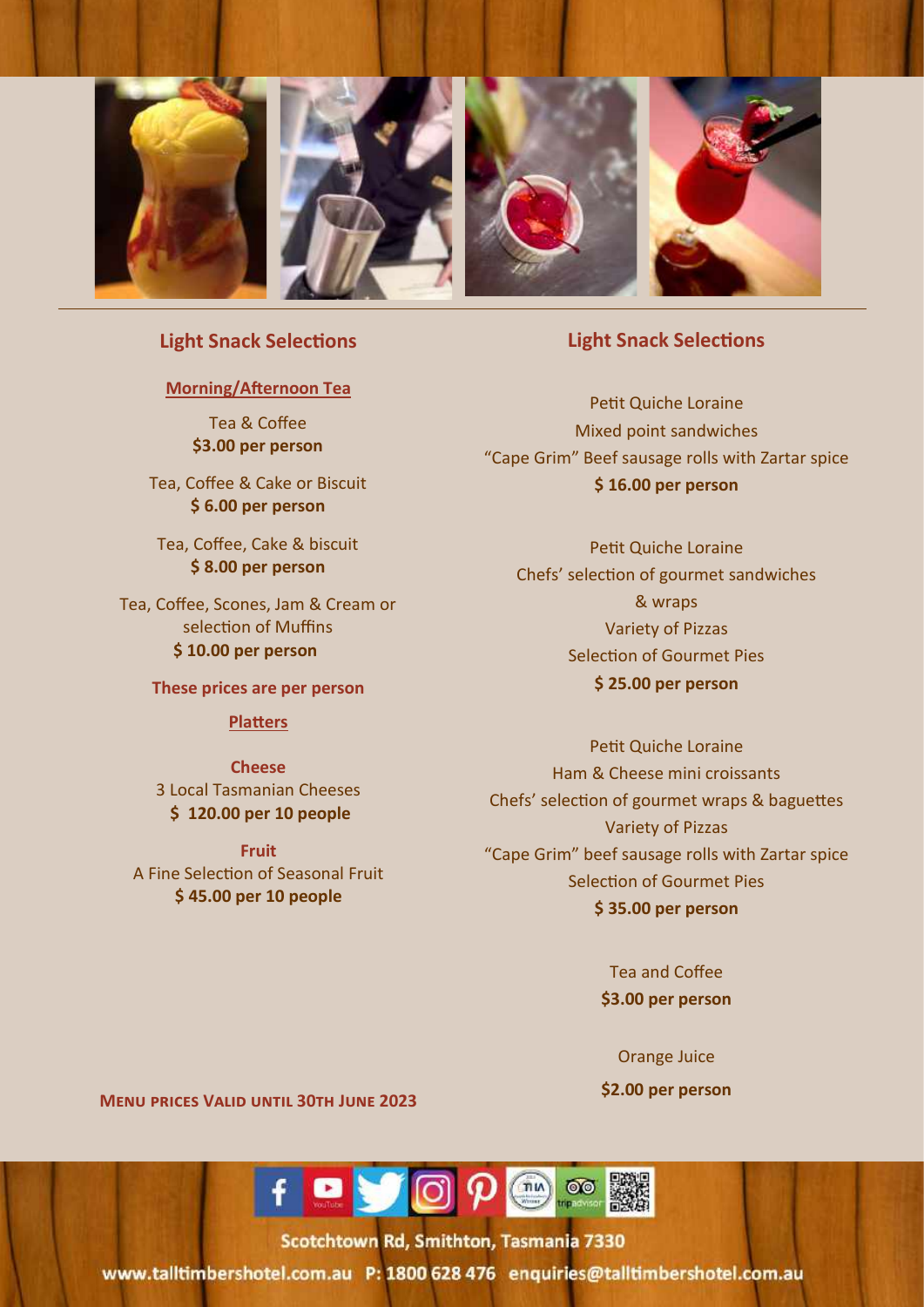## Light Snack Selections

**Morning/Afternoon Tea**

Tea & Coffee
**$3.00 per person**

Tea, Coffee & Cake or Biscuit
**$ 6.00 per person**

Tea, Coffee, Cake & biscuit
**$ 8.00 per person**

Tea, Coffee, Scones, Jam & Cream or selection of Muffins
**$ 10.00 per person**

**These prices are per person**

**Platters**

**Cheese**
3 Local Tasmanian Cheeses
**$ 120.00 per 10 people**

**Fruit**
A Fine Selection of Seasonal Fruit
**$ 45.00 per 10 people**

**Menu prices Valid until 30th June 2023**

## Light Snack Selections

Petit Quiche Loraine
Mixed point sandwiches
"Cape Grim" Beef sausage rolls with Zartar spice
**$ 16.00 per person**

Petit Quiche Loraine
Chefs' selection of gourmet sandwiches & wraps
Variety of Pizzas
Selection of Gourmet Pies
**$ 25.00 per person**

Petit Quiche Loraine
Ham & Cheese mini croissants
Chefs' selection of gourmet wraps & baguettes
Variety of Pizzas
"Cape Grim" beef sausage rolls with Zartar spice
Selection of Gourmet Pies
**$ 35.00 per person**

Tea and Coffee
**$3.00 per person**

Orange Juice
**$2.00 per person**

Scotchtown Rd, Smithton, Tasmania 7330
www.talltimbershotel.com.au P: 1800 628 476 enquiries@talltimbershotel.com.au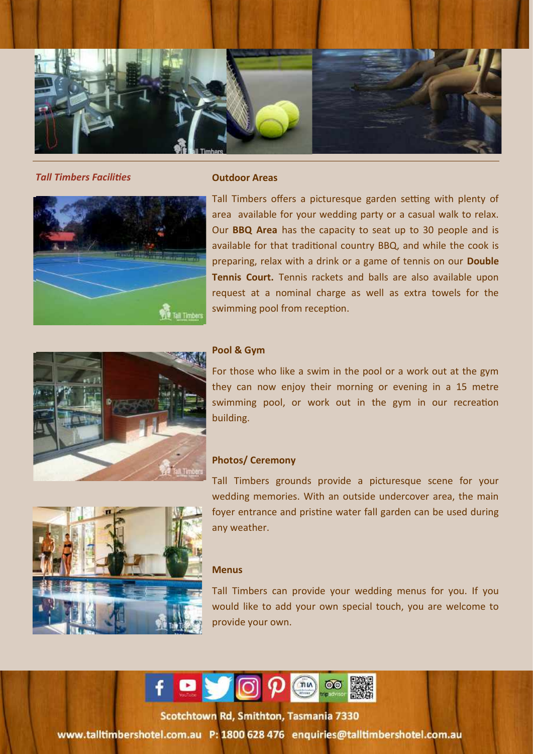*Tall Timbers Facilities*

**Outdoor Areas**

Tall Timbers offers a picturesque garden setting with plenty of area available for your wedding party or a casual walk to relax. Our **BBQ Area** has the capacity to seat up to 30 people and is available for that traditional country BBQ, and while the cook is preparing, relax with a drink or a game of tennis on our **Double Tennis Court.** Tennis rackets and balls are also available upon request at a nominal charge as well as extra towels for the swimming pool from reception.

**Pool & Gym**

For those who like a swim in the pool or a work out at the gym they can now enjoy their morning or evening in a 15 metre swimming pool, or work out in the gym in our recreation building.

**Photos/ Ceremony**

Tall Timbers grounds provide a picturesque scene for your wedding memories. With an outside undercover area, the main foyer entrance and pristine water fall garden can be used during any weather.

**Menus**

Tall Timbers can provide your wedding menus for you. If you would like to add your own special touch, you are welcome to provide your own.

Scotchtown Rd, Smithton, Tasmania 7330

www.talltimbershotel.com.au P: 1800 628 476 enquiries@talltimbershotel.com.au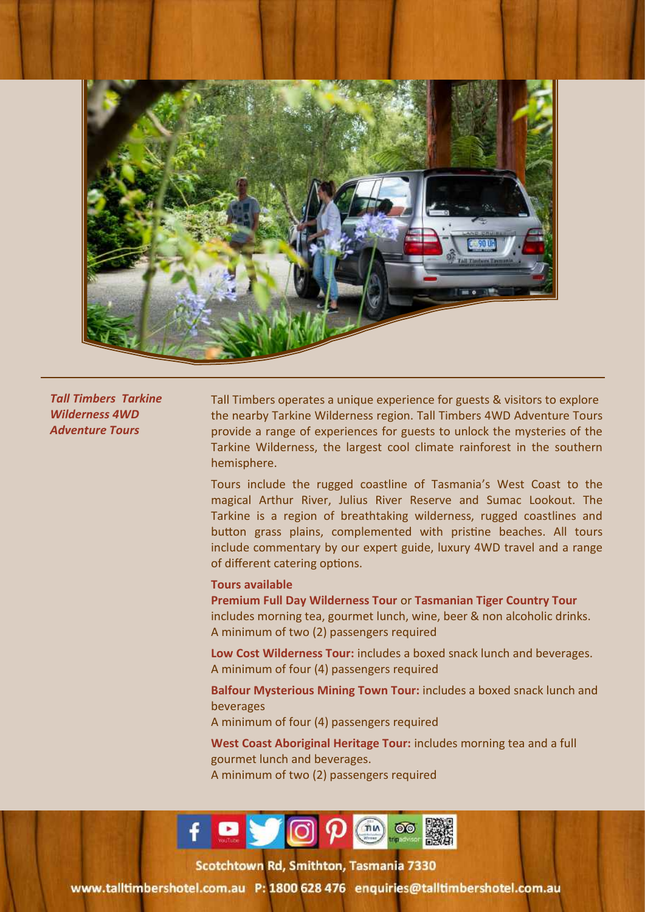*Tall Timbers Tarkine Wilderness 4WD Adventure Tours*

Tall Timbers operates a unique experience for guests & visitors to explore the nearby Tarkine Wilderness region. Tall Timbers 4WD Adventure Tours provide a range of experiences for guests to unlock the mysteries of the Tarkine Wilderness, the largest cool climate rainforest in the southern hemisphere.

Tours include the rugged coastline of Tasmania's West Coast to the magical Arthur River, Julius River Reserve and Sumac Lookout. The Tarkine is a region of breathtaking wilderness, rugged coastlines and button grass plains, complemented with pristine beaches. All tours include commentary by our expert guide, luxury 4WD travel and a range of different catering options.

**Tours available**

**Premium Full Day Wilderness Tour** or **Tasmanian Tiger Country Tour** includes morning tea, gourmet lunch, wine, beer & non alcoholic drinks.
A minimum of two (2) passengers required

**Low Cost Wilderness Tour:** includes a boxed snack lunch and beverages.
A minimum of four (4) passengers required

**Balfour Mysterious Mining Town Tour:** includes a boxed snack lunch and beverages
A minimum of four (4) passengers required

**West Coast Aboriginal Heritage Tour:** includes morning tea and a full gourmet lunch and beverages.
A minimum of two (2) passengers required

Scotchtown Rd, Smithton, Tasmania 7330

www.talltimbershotel.com.au P: 1800 628 476 enquiries@talltimbershotel.com.au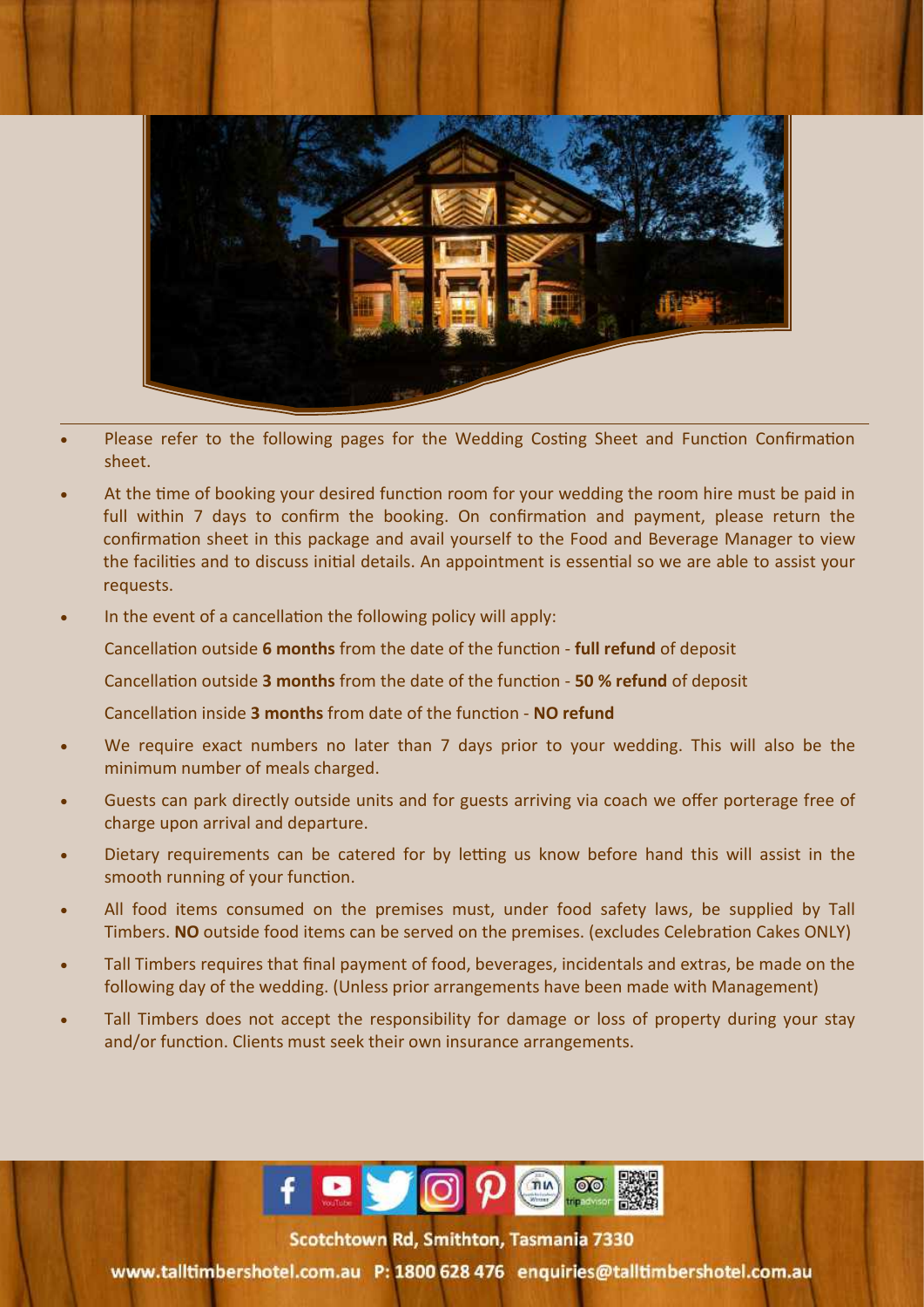- Please refer to the following pages for the Wedding Costing Sheet and Function Confirmation sheet.
- At the time of booking your desired function room for your wedding the room hire must be paid in full within 7 days to confirm the booking. On confirmation and payment, please return the confirmation sheet in this package and avail yourself to the Food and Beverage Manager to view the facilities and to discuss initial details. An appointment is essential so we are able to assist your requests.
- In the event of a cancellation the following policy will apply:

  Cancellation outside **6 months** from the date of the function - **full refund** of deposit

  Cancellation outside **3 months** from the date of the function - **50 % refund** of deposit

  Cancellation inside **3 months** from date of the function - **NO refund**
- We require exact numbers no later than 7 days prior to your wedding. This will also be the minimum number of meals charged.
- Guests can park directly outside units and for guests arriving via coach we offer porterage free of charge upon arrival and departure.
- Dietary requirements can be catered for by letting us know before hand this will assist in the smooth running of your function.
- All food items consumed on the premises must, under food safety laws, be supplied by Tall Timbers. **NO** outside food items can be served on the premises. (excludes Celebration Cakes ONLY)
- Tall Timbers requires that final payment of food, beverages, incidentals and extras, be made on the following day of the wedding. (Unless prior arrangements have been made with Management)
- Tall Timbers does not accept the responsibility for damage or loss of property during your stay and/or function. Clients must seek their own insurance arrangements.

Scotchtown Rd, Smithton, Tasmania 7330

www.talltimbershotel.com.au P: 1800 628 476 enquiries@talltimbershotel.com.au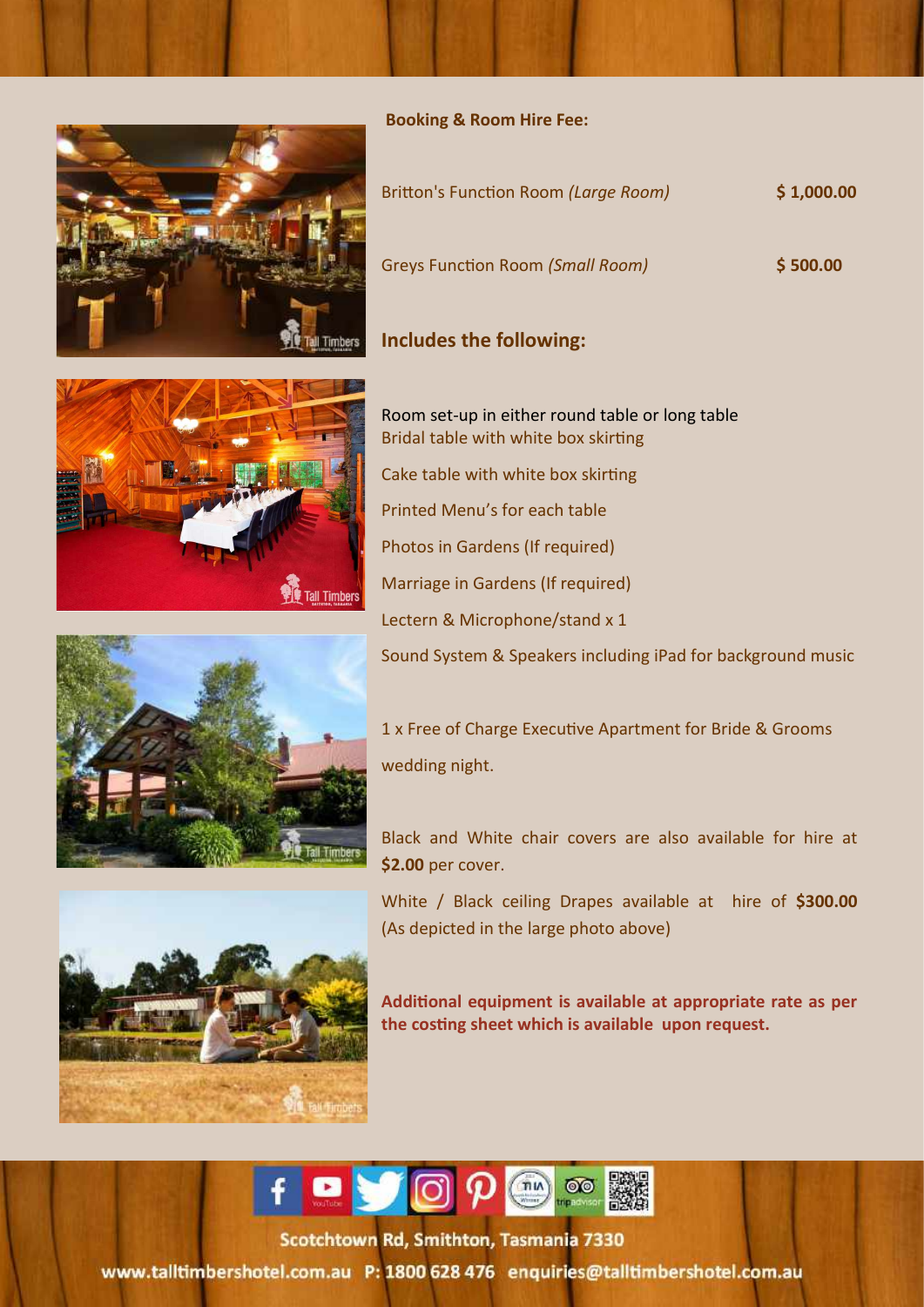**Booking & Room Hire Fee:**

| | |
|---|---|
| Britton's Function Room *(Large Room)* | **$ 1,000.00** |
| Greys Function Room *(Small Room)* | **$ 500.00** |

## Includes the following:

Room set-up in either round table or long table
Bridal table with white box skirting

Cake table with white box skirting

Printed Menu's for each table

Photos in Gardens (If required)

Marriage in Gardens (If required)

Lectern & Microphone/stand x 1

Sound System & Speakers including iPad for background music

1 x Free of Charge Executive Apartment for Bride & Grooms wedding night.

Black and White chair covers are also available for hire at **$2.00** per cover.

White / Black ceiling Drapes available at hire of **$300.00** (As depicted in the large photo above)

**Additional equipment is available at appropriate rate as per the costing sheet which is available upon request.**

Scotchtown Rd, Smithton, Tasmania 7330

www.talltimbershotel.com.au P: 1800 628 476 enquiries@talltimbershotel.com.au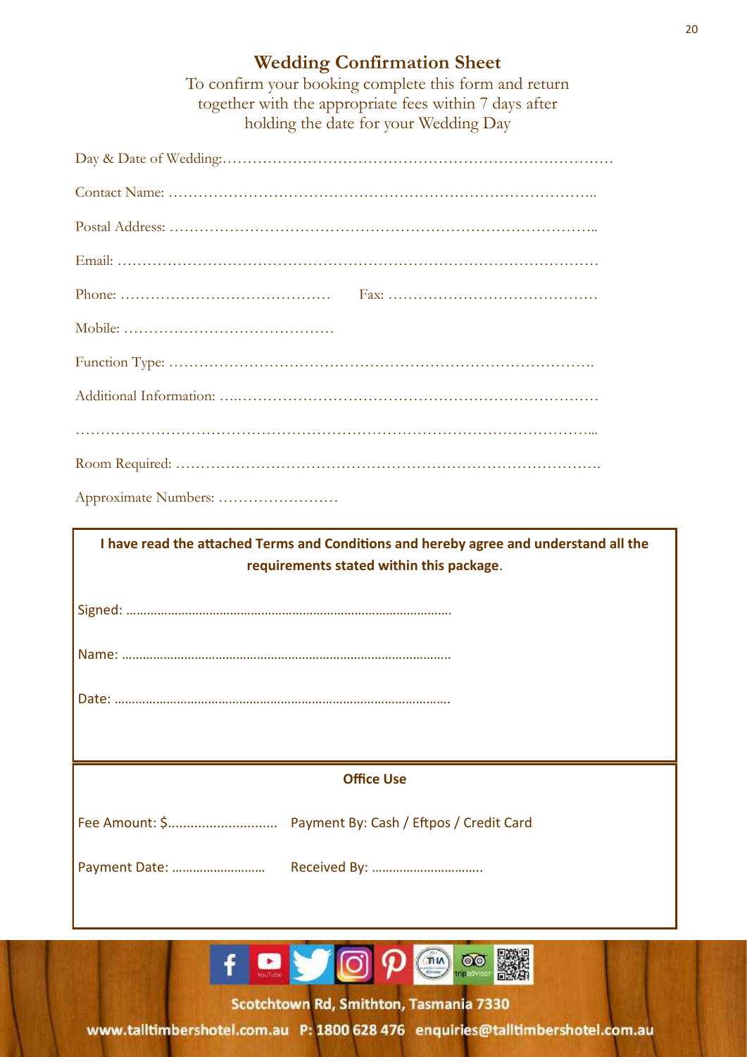## Wedding Confirmation Sheet

To confirm your booking complete this form and return together with the appropriate fees within 7 days after holding the date for your Wedding Day

Day & Date of Wedding:……………………………………………………………………

Contact Name: …………………………………………………………………………..

Postal Address: …………………………………………………………………………..

Email: ……………………………………………………………………………………

Phone: …………………………………… Fax: ……………………………………

Mobile: ……………………………………

Function Type: ………………………………………………………………………….

Additional Information: …..……………………………………………………………

………………………………………………………………………………………...

Room Required: ………………………………………………………………………….

Approximate Numbers: ……………………

**I have read the attached Terms and Conditions and hereby agree and understand all the requirements stated within this package**.

Signed: …………………………………………………………………………………

Name: …………………………………………………………………………………

Date: …………………………………………………………………………………

**Office Use**

Fee Amount: $........................... Payment By: Cash / Eftpos / Credit Card

Payment Date: ……………………… Received By: …………………………..

Scotchtown Rd, Smithton, Tasmania 7330

www.talltimbershotel.com.au P: 1800 628 476 enquiries@talltimbershotel.com.au